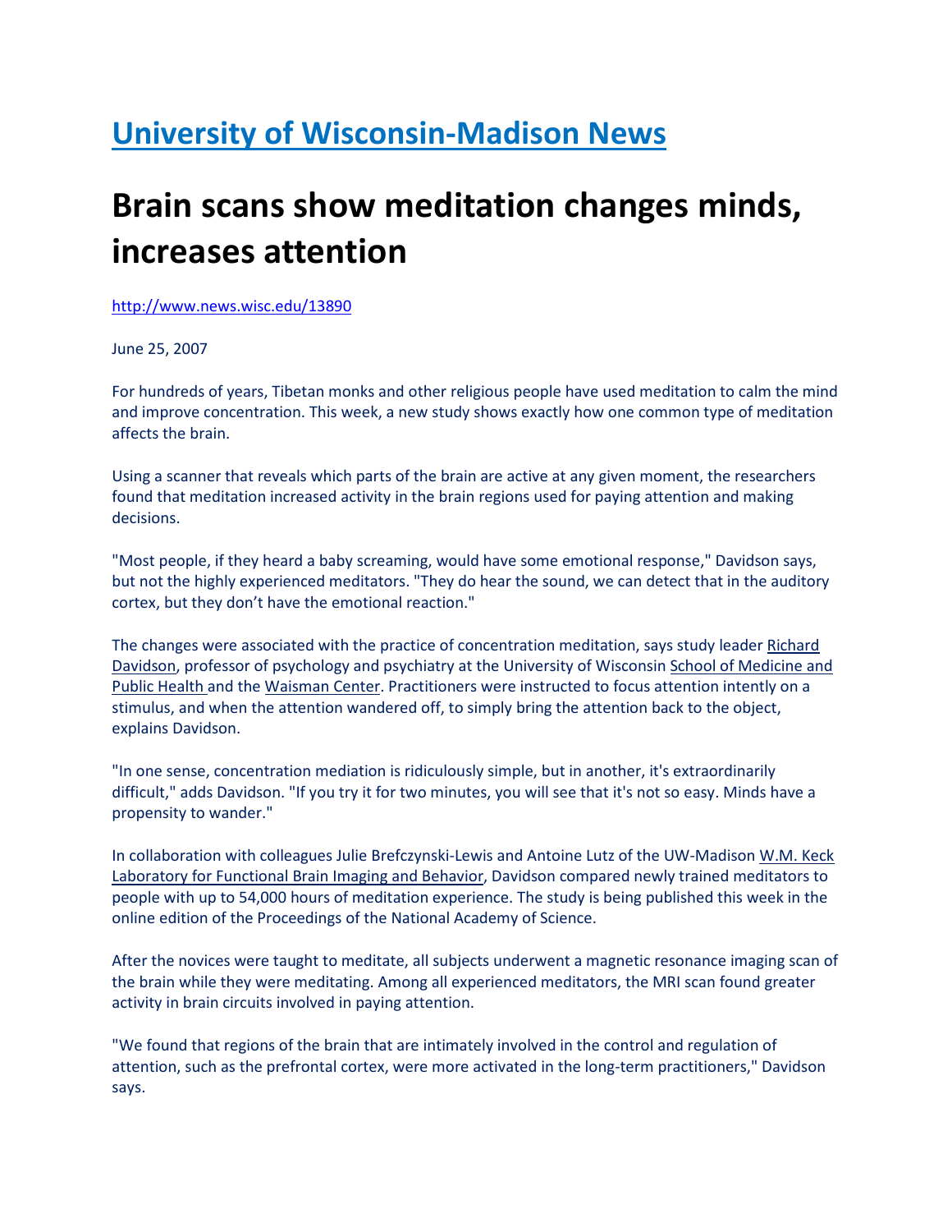# University of Wisconsin-Madison News

# Brain scans show meditation changes minds, increases attention

http://www.news.wisc.edu/13890

June 25, 2007

For hundreds of years, Tibetan monks and other religious people have used meditation to calm the mind and improve concentration. This week, a new study shows exactly how one common type of meditation affects the brain.

Using a scanner that reveals which parts of the brain are active at any given moment, the researchers found that meditation increased activity in the brain regions used for paying attention and making decisions.

"Most people, if they heard a baby screaming, would have some emotional response," Davidson says, but not the highly experienced meditators. "They do hear the sound, we can detect that in the auditory cortex, but they don't have the emotional reaction."

The changes were associated with the practice of concentration meditation, says study leader Richard Davidson, professor of psychology and psychiatry at the University of Wisconsin School of Medicine and Public Health and the Waisman Center. Practitioners were instructed to focus attention intently on a stimulus, and when the attention wandered off, to simply bring the attention back to the object, explains Davidson.

"In one sense, concentration mediation is ridiculously simple, but in another, it's extraordinarily difficult," adds Davidson. "If you try it for two minutes, you will see that it's not so easy. Minds have a propensity to wander."

In collaboration with colleagues Julie Brefczynski-Lewis and Antoine Lutz of the UW-Madison W.M. Keck Laboratory for Functional Brain Imaging and Behavior, Davidson compared newly trained meditators to people with up to 54,000 hours of meditation experience. The study is being published this week in the online edition of the Proceedings of the National Academy of Science.

After the novices were taught to meditate, all subjects underwent a magnetic resonance imaging scan of the brain while they were meditating. Among all experienced meditators, the MRI scan found greater activity in brain circuits involved in paying attention.

"We found that regions of the brain that are intimately involved in the control and regulation of attention, such as the prefrontal cortex, were more activated in the long-term practitioners," Davidson says.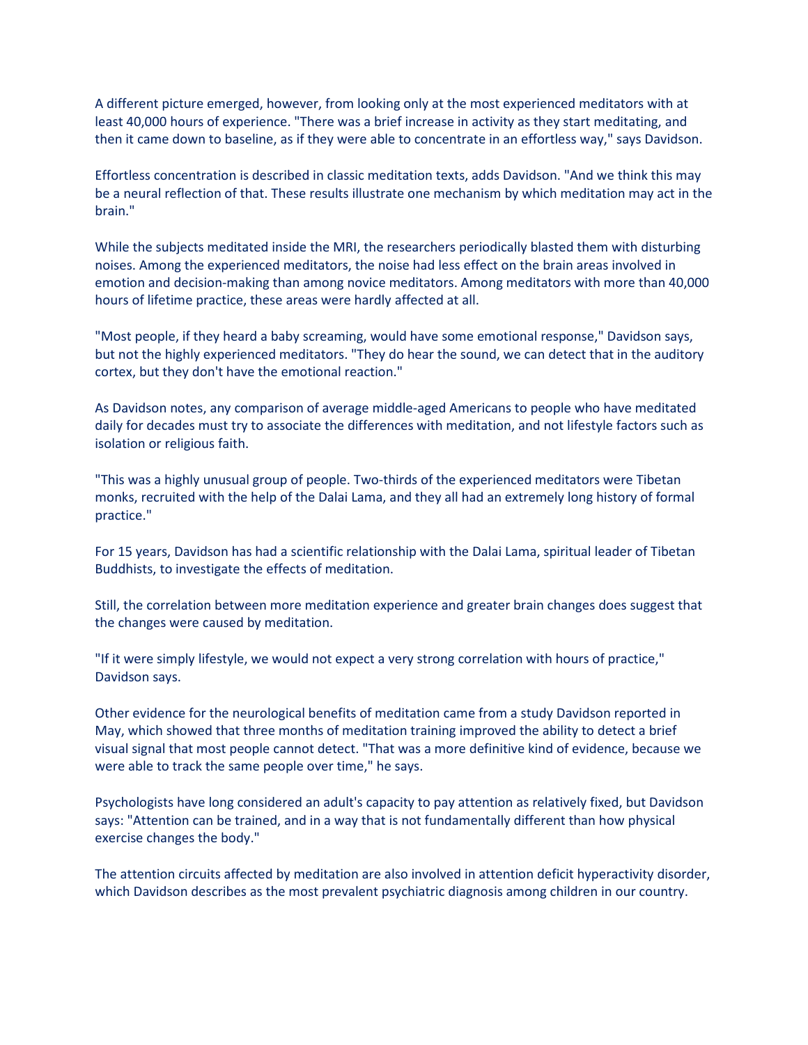A different picture emerged, however, from looking only at the most experienced meditators with at least 40,000 hours of experience. "There was a brief increase in activity as they start meditating, and then it came down to baseline, as if they were able to concentrate in an effortless way," says Davidson.

Effortless concentration is described in classic meditation texts, adds Davidson. "And we think this may be a neural reflection of that. These results illustrate one mechanism by which meditation may act in the brain."

While the subjects meditated inside the MRI, the researchers periodically blasted them with disturbing noises. Among the experienced meditators, the noise had less effect on the brain areas involved in emotion and decision-making than among novice meditators. Among meditators with more than 40,000 hours of lifetime practice, these areas were hardly affected at all.

"Most people, if they heard a baby screaming, would have some emotional response," Davidson says, but not the highly experienced meditators. "They do hear the sound, we can detect that in the auditory cortex, but they don't have the emotional reaction."

As Davidson notes, any comparison of average middle-aged Americans to people who have meditated daily for decades must try to associate the differences with meditation, and not lifestyle factors such as isolation or religious faith.

"This was a highly unusual group of people. Two-thirds of the experienced meditators were Tibetan monks, recruited with the help of the Dalai Lama, and they all had an extremely long history of formal practice."

For 15 years, Davidson has had a scientific relationship with the Dalai Lama, spiritual leader of Tibetan Buddhists, to investigate the effects of meditation.

Still, the correlation between more meditation experience and greater brain changes does suggest that the changes were caused by meditation.

"If it were simply lifestyle, we would not expect a very strong correlation with hours of practice," Davidson says.

Other evidence for the neurological benefits of meditation came from a study Davidson reported in May, which showed that three months of meditation training improved the ability to detect a brief visual signal that most people cannot detect. "That was a more definitive kind of evidence, because we were able to track the same people over time," he says.

Psychologists have long considered an adult's capacity to pay attention as relatively fixed, but Davidson says: "Attention can be trained, and in a way that is not fundamentally different than how physical exercise changes the body."

The attention circuits affected by meditation are also involved in attention deficit hyperactivity disorder, which Davidson describes as the most prevalent psychiatric diagnosis among children in our country.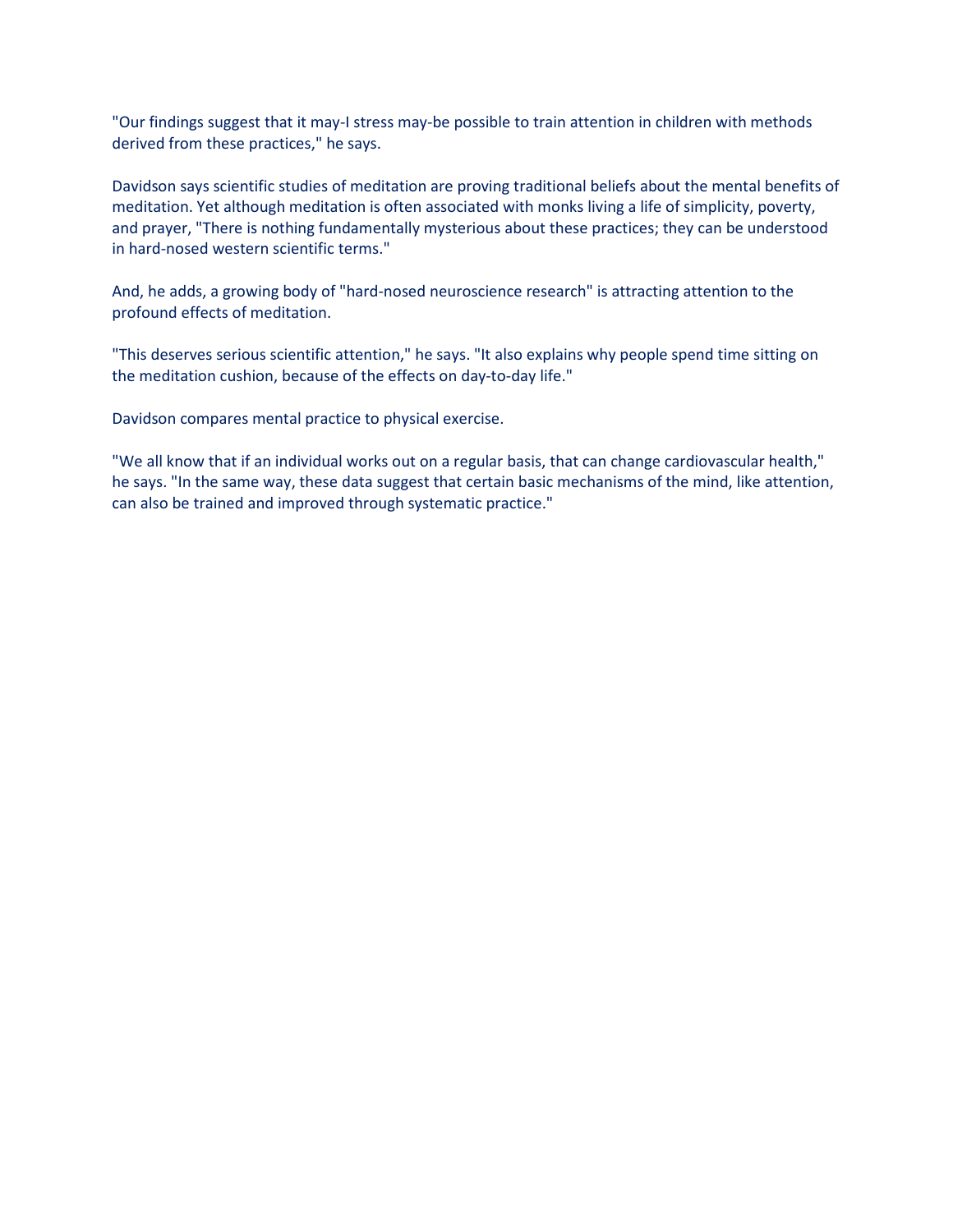"Our findings suggest that it may-I stress may-be possible to train attention in children with methods derived from these practices," he says.

Davidson says scientific studies of meditation are proving traditional beliefs about the mental benefits of meditation. Yet although meditation is often associated with monks living a life of simplicity, poverty, and prayer, "There is nothing fundamentally mysterious about these practices; they can be understood in hard-nosed western scientific terms."

And, he adds, a growing body of "hard-nosed neuroscience research" is attracting attention to the profound effects of meditation.

"This deserves serious scientific attention," he says. "It also explains why people spend time sitting on the meditation cushion, because of the effects on day-to-day life."

Davidson compares mental practice to physical exercise.

"We all know that if an individual works out on a regular basis, that can change cardiovascular health," he says. "In the same way, these data suggest that certain basic mechanisms of the mind, like attention, can also be trained and improved through systematic practice."